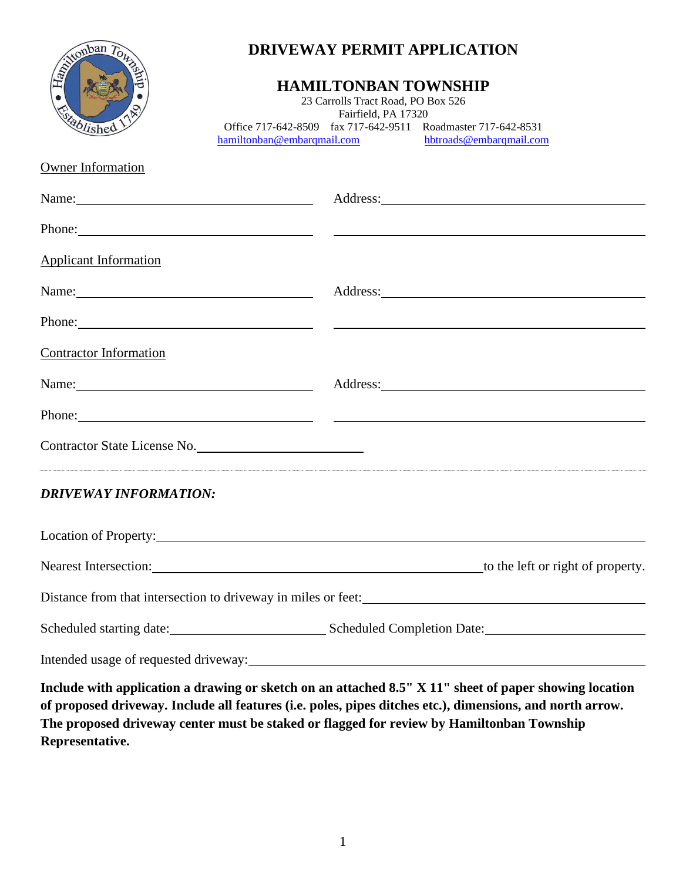# DRIVEWAY PERMIT APPLICATION

## HAMILTONBAN TOWNSHIP

23 Carrolls Tract Road, PO Box 526
Fairfield, PA 17320
Office 717-642-8509 fax 717-642-9511 Roadmaster 717-642-8531
hamiltonban@embarqmail.com hbtroads@embarqmail.com

Owner Information

Name:______________________________ Address:______________________________

Phone:______________________________ ______________________________

Applicant Information

Name:______________________________ Address:______________________________

Phone:______________________________ ______________________________

Contractor Information

Name:______________________________ Address:______________________________

Phone:______________________________ ______________________________

Contractor State License No.______________________

---

***DRIVEWAY INFORMATION:***

Location of Property:______________________________________________________________

Nearest Intersection:_____________________________________________to the left or right of property.

Distance from that intersection to driveway in miles or feet:____________________________________

Scheduled starting date:____________________ Scheduled Completion Date:____________________

Intended usage of requested driveway:______________________________________________________

**Include with application a drawing or sketch on an attached 8.5" X 11" sheet of paper showing location of proposed driveway. Include all features (i.e. poles, pipes ditches etc.), dimensions, and north arrow. The proposed driveway center must be staked or flagged for review by Hamiltonban Township Representative.**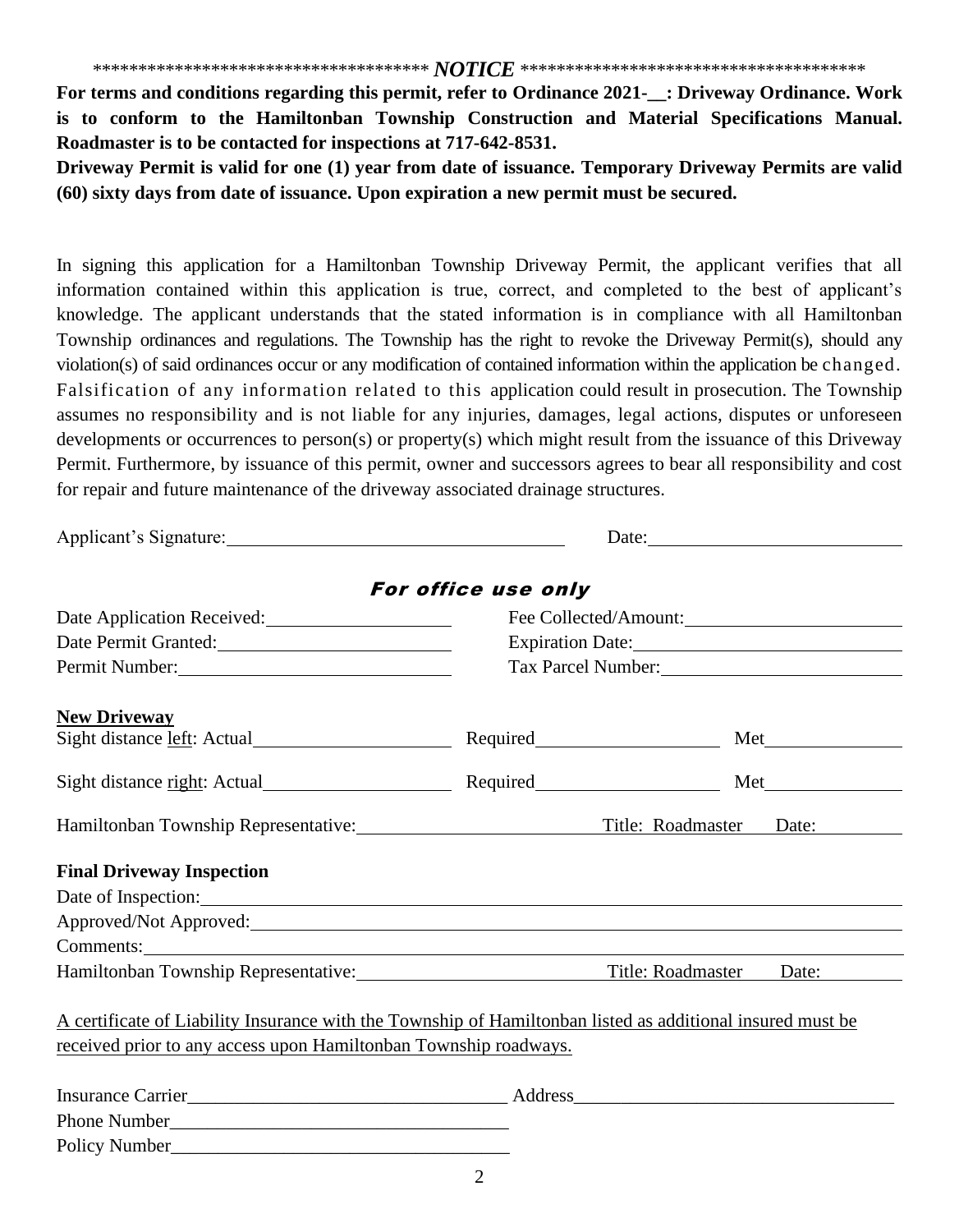************************************* ***NOTICE*** **************************************

**For terms and conditions regarding this permit, refer to Ordinance 2021-__: Driveway Ordinance. Work is to conform to the Hamiltonban Township Construction and Material Specifications Manual. Roadmaster is to be contacted for inspections at 717-642-8531.**

**Driveway Permit is valid for one (1) year from date of issuance. Temporary Driveway Permits are valid (60) sixty days from date of issuance. Upon expiration a new permit must be secured.**

In signing this application for a Hamiltonban Township Driveway Permit, the applicant verifies that all information contained within this application is true, correct, and completed to the best of applicant's knowledge. The applicant understands that the stated information is in compliance with all Hamiltonban Township ordinances and regulations. The Township has the right to revoke the Driveway Permit(s), should any violation(s) of said ordinances occur or any modification of contained information within the application be changed. Falsification of any information related to this application could result in prosecution. The Township assumes no responsibility and is not liable for any injuries, damages, legal actions, disputes or unforeseen developments or occurrences to person(s) or property(s) which might result from the issuance of this Driveway Permit. Furthermore, by issuance of this permit, owner and successors agrees to bear all responsibility and cost for repair and future maintenance of the driveway associated drainage structures.

Applicant's Signature:________________________________ Date:________________________

***For office use only***

Date Application Received:__________________ Fee Collected/Amount:____________________

Date Permit Granted:______________________ Expiration Date:__________________________

Permit Number:__________________________ Tax Parcel Number:________________________

**New Driveway**

Sight distance left: Actual__________________ Required_________________ Met_____________

Sight distance right: Actual_________________ Required_________________ Met_____________

Hamiltonban Township Representative:_______________________ Title: Roadmaster Date:________

**Final Driveway Inspection**

Date of Inspection:___________________________________________________________________

Approved/Not Approved:______________________________________________________________

Comments:__________________________________________________________________________

Hamiltonban Township Representative:_______________________ Title: Roadmaster Date:________

A certificate of Liability Insurance with the Township of Hamiltonban listed as additional insured must be received prior to any access upon Hamiltonban Township roadways.

Insurance Carrier________________________________ Address________________________________

Phone Number__________________________________

Policy Number__________________________________